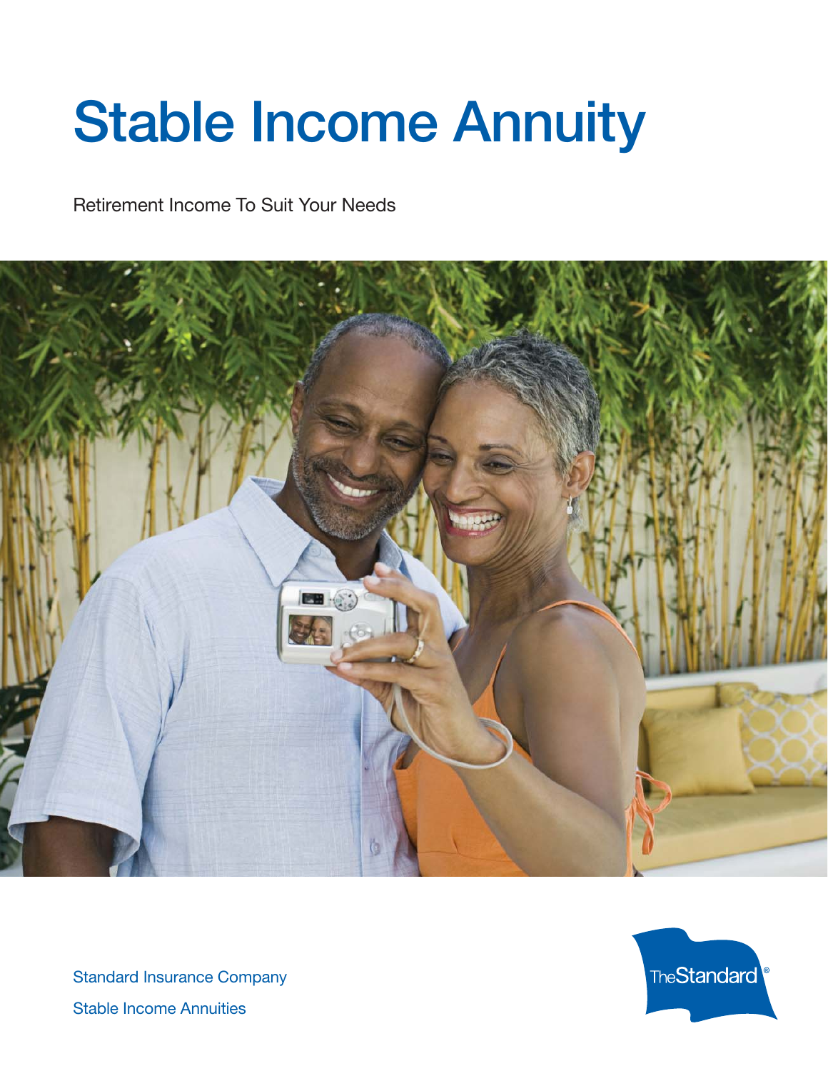# Stable Income Annuity

Retirement Income To Suit Your Needs

Standard Insurance Company

Stable Income Annuities

TheStandard®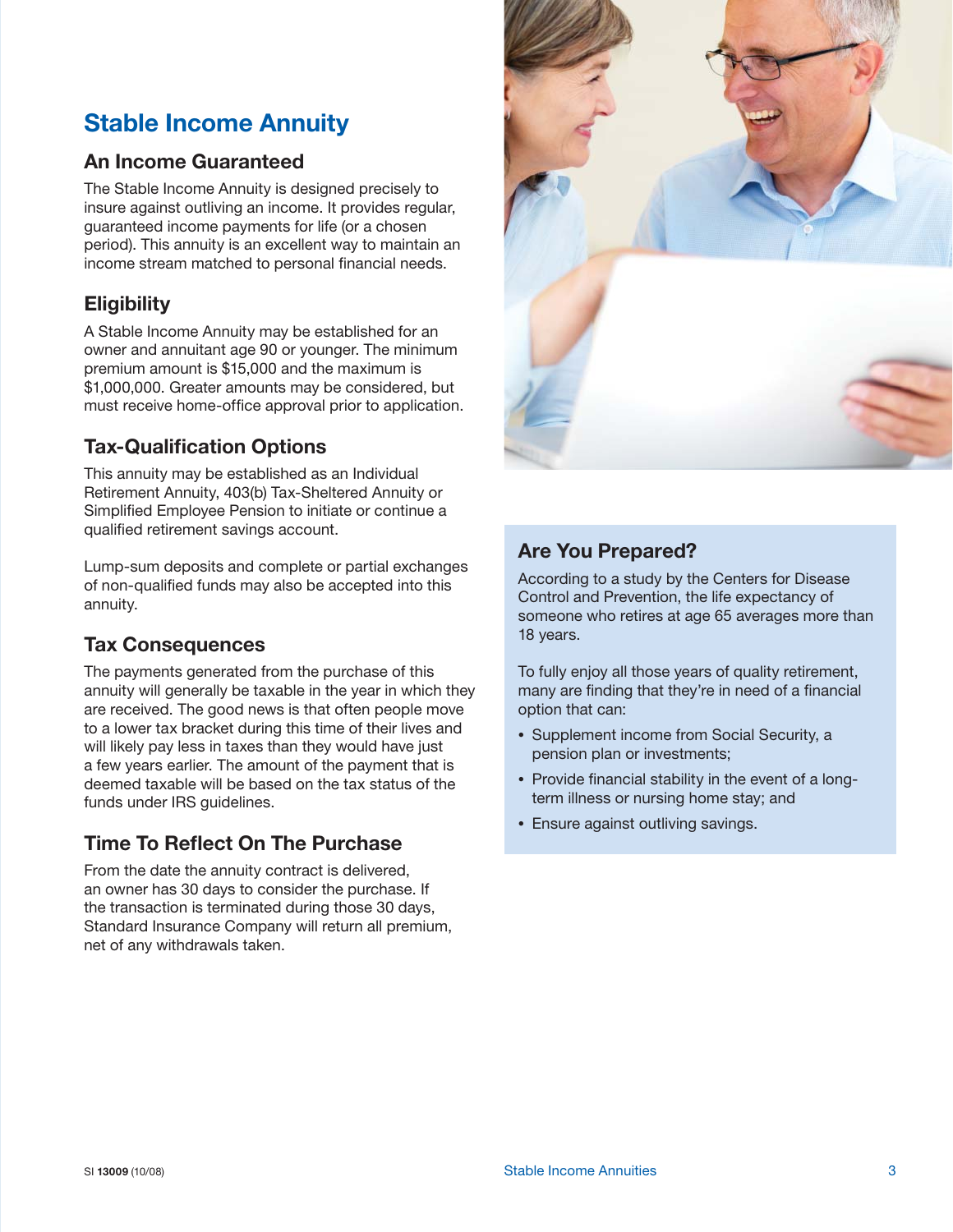## Stable Income Annuity

### An Income Guaranteed

The Stable Income Annuity is designed precisely to insure against outliving an income. It provides regular, guaranteed income payments for life (or a chosen period). This annuity is an excellent way to maintain an income stream matched to personal financial needs.

### Eligibility

A Stable Income Annuity may be established for an owner and annuitant age 90 or younger. The minimum premium amount is $15,000 and the maximum is $1,000,000. Greater amounts may be considered, but must receive home-office approval prior to application.

### Tax-Qualification Options

This annuity may be established as an Individual Retirement Annuity, 403(b) Tax-Sheltered Annuity or Simplified Employee Pension to initiate or continue a qualified retirement savings account.

Lump-sum deposits and complete or partial exchanges of non-qualified funds may also be accepted into this annuity.

### Tax Consequences

The payments generated from the purchase of this annuity will generally be taxable in the year in which they are received. The good news is that often people move to a lower tax bracket during this time of their lives and will likely pay less in taxes than they would have just a few years earlier. The amount of the payment that is deemed taxable will be based on the tax status of the funds under IRS guidelines.

### Time To Reflect On The Purchase

From the date the annuity contract is delivered, an owner has 30 days to consider the purchase. If the transaction is terminated during those 30 days, Standard Insurance Company will return all premium, net of any withdrawals taken.

### Are You Prepared?

According to a study by the Centers for Disease Control and Prevention, the life expectancy of someone who retires at age 65 averages more than 18 years.

To fully enjoy all those years of quality retirement, many are finding that they're in need of a financial option that can:

- Supplement income from Social Security, a pension plan or investments;
- Provide financial stability in the event of a long-term illness or nursing home stay; and
- Ensure against outliving savings.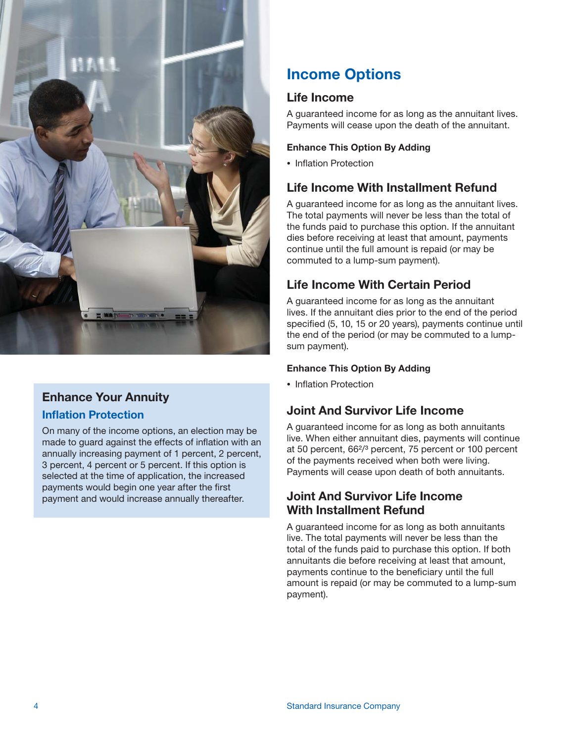## Enhance Your Annuity

### Inflation Protection

On many of the income options, an election may be made to guard against the effects of inflation with an annually increasing payment of 1 percent, 2 percent, 3 percent, 4 percent or 5 percent. If this option is selected at the time of application, the increased payments would begin one year after the first payment and would increase annually thereafter.

# Income Options

## Life Income

A guaranteed income for as long as the annuitant lives. Payments will cease upon the death of the annuitant.

**Enhance This Option By Adding**

- Inflation Protection

## Life Income With Installment Refund

A guaranteed income for as long as the annuitant lives. The total payments will never be less than the total of the funds paid to purchase this option. If the annuitant dies before receiving at least that amount, payments continue until the full amount is repaid (or may be commuted to a lump-sum payment).

## Life Income With Certain Period

A guaranteed income for as long as the annuitant lives. If the annuitant dies prior to the end of the period specified (5, 10, 15 or 20 years), payments continue until the end of the period (or may be commuted to a lump-sum payment).

**Enhance This Option By Adding**

- Inflation Protection

## Joint And Survivor Life Income

A guaranteed income for as long as both annuitants live. When either annuitant dies, payments will continue at 50 percent, $66^{2}/_{3}$ percent, 75 percent or 100 percent of the payments received when both were living. Payments will cease upon death of both annuitants.

## Joint And Survivor Life Income With Installment Refund

A guaranteed income for as long as both annuitants live. The total payments will never be less than the total of the funds paid to purchase this option. If both annuitants die before receiving at least that amount, payments continue to the beneficiary until the full amount is repaid (or may be commuted to a lump-sum payment).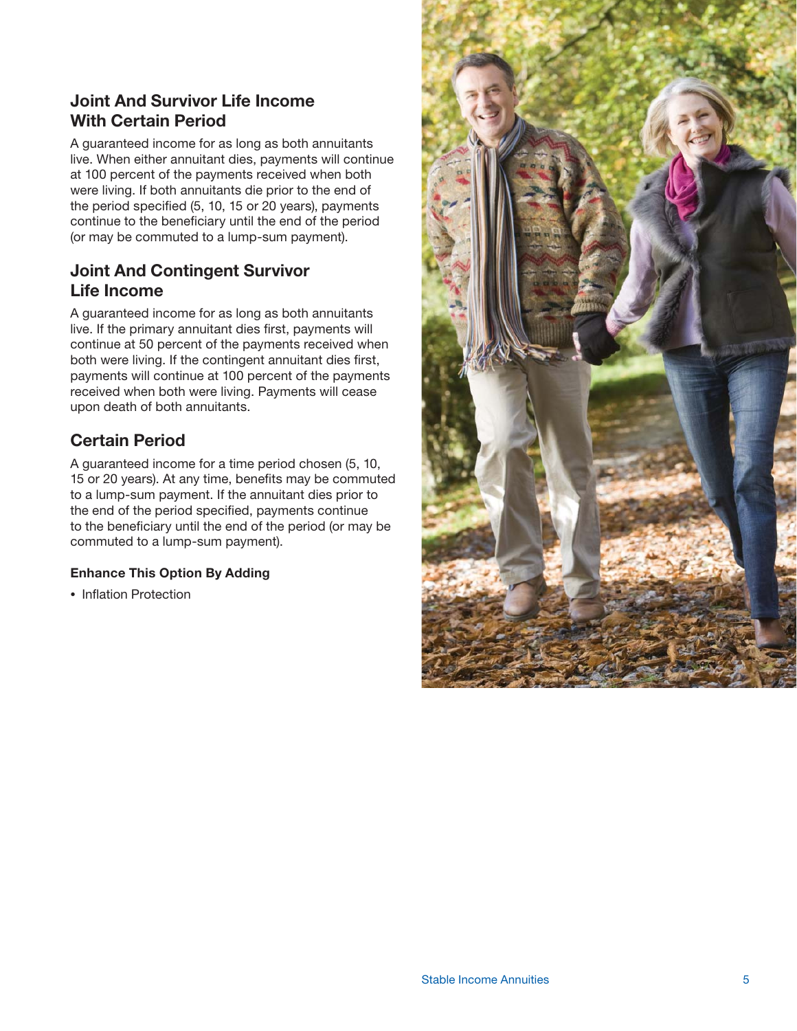## Joint And Survivor Life Income With Certain Period

A guaranteed income for as long as both annuitants live. When either annuitant dies, payments will continue at 100 percent of the payments received when both were living. If both annuitants die prior to the end of the period specified (5, 10, 15 or 20 years), payments continue to the beneficiary until the end of the period (or may be commuted to a lump-sum payment).

## Joint And Contingent Survivor Life Income

A guaranteed income for as long as both annuitants live. If the primary annuitant dies first, payments will continue at 50 percent of the payments received when both were living. If the contingent annuitant dies first, payments will continue at 100 percent of the payments received when both were living. Payments will cease upon death of both annuitants.

## Certain Period

A guaranteed income for a time period chosen (5, 10, 15 or 20 years). At any time, benefits may be commuted to a lump-sum payment. If the annuitant dies prior to the end of the period specified, payments continue to the beneficiary until the end of the period (or may be commuted to a lump-sum payment).

#### Enhance This Option By Adding

- Inflation Protection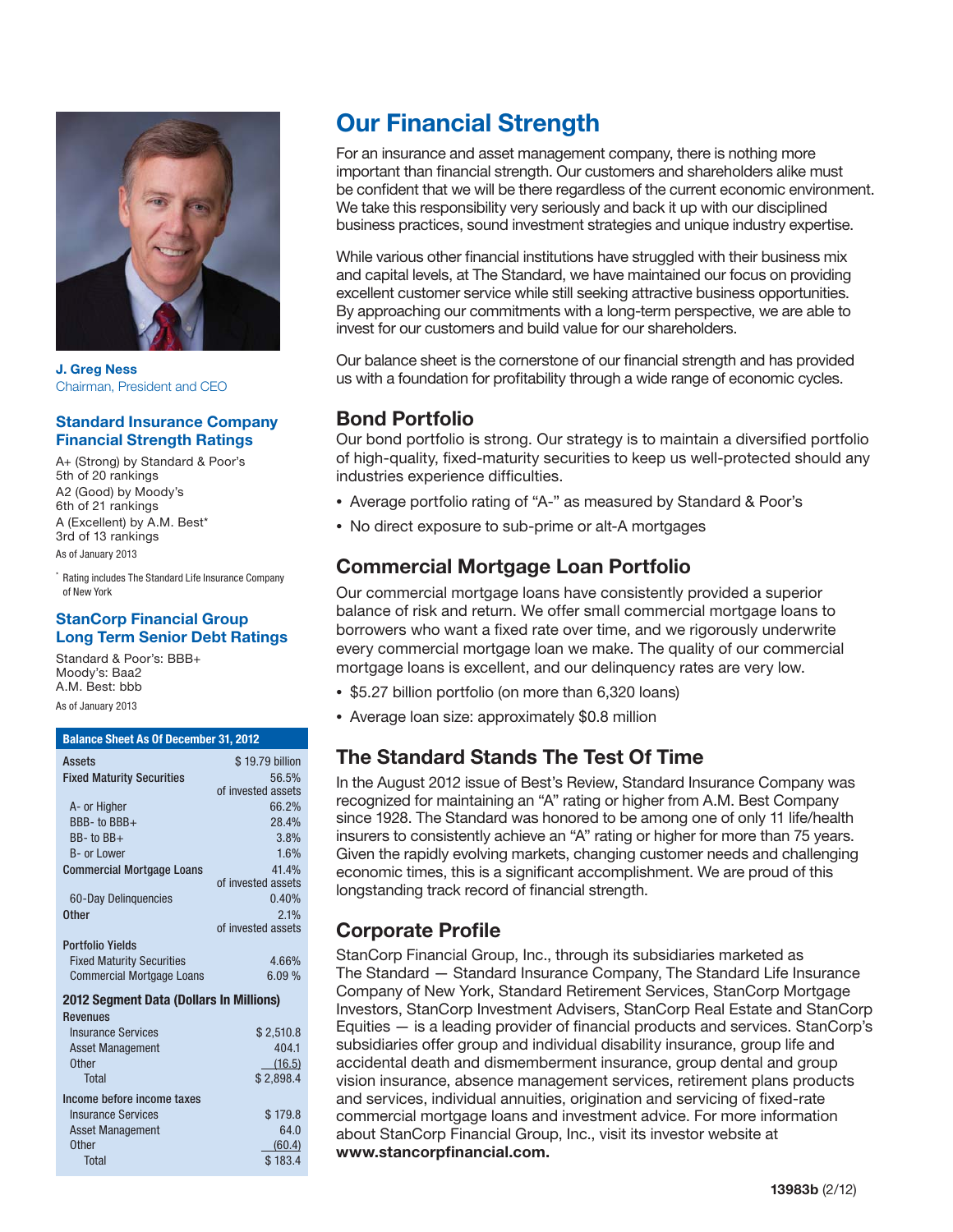J. Greg Ness
Chairman, President and CEO

### Standard Insurance Company Financial Strength Ratings

A+ (Strong) by Standard & Poor's
5th of 20 rankings
A2 (Good) by Moody's
6th of 21 rankings
A (Excellent) by A.M. Best*
3rd of 13 rankings
As of January 2013

* Rating includes The Standard Life Insurance Company of New York

### StanCorp Financial Group Long Term Senior Debt Ratings

Standard & Poor's: BBB+
Moody's: Baa2
A.M. Best: bbb
As of January 2013

| Balance Sheet As Of December 31, 2012 | |
|---|---|
| **Assets** | $ 19.79 billion |
| **Fixed Maturity Securities** | 56.5% of invested assets |
| A- or Higher | 66.2% |
| BBB- to BBB+ | 28.4% |
| BB- to BB+ | 3.8% |
| B- or Lower | 1.6% |
| **Commercial Mortgage Loans** | 41.4% of invested assets |
| 60-Day Delinquencies | 0.40% |
| **Other** | 2.1% of invested assets |
| **Portfolio Yields** | |
| Fixed Maturity Securities | 4.66% |
| Commercial Mortgage Loans | 6.09 % |
| **2012 Segment Data (Dollars In Millions)** | |
| **Revenues** | |
| Insurance Services | $ 2,510.8 |
| Asset Management | 404.1 |
| Other | (16.5) |
| Total | $ 2,898.4 |
| **Income before income taxes** | |
| Insurance Services | $ 179.8 |
| Asset Management | 64.0 |
| Other | (60.4) |
| Total | $ 183.4 |

# Our Financial Strength

For an insurance and asset management company, there is nothing more important than financial strength. Our customers and shareholders alike must be confident that we will be there regardless of the current economic environment. We take this responsibility very seriously and back it up with our disciplined business practices, sound investment strategies and unique industry expertise.

While various other financial institutions have struggled with their business mix and capital levels, at The Standard, we have maintained our focus on providing excellent customer service while still seeking attractive business opportunities. By approaching our commitments with a long-term perspective, we are able to invest for our customers and build value for our shareholders.

Our balance sheet is the cornerstone of our financial strength and has provided us with a foundation for profitability through a wide range of economic cycles.

## Bond Portfolio

Our bond portfolio is strong. Our strategy is to maintain a diversified portfolio of high-quality, fixed-maturity securities to keep us well-protected should any industries experience difficulties.

- Average portfolio rating of "A-" as measured by Standard & Poor's
- No direct exposure to sub-prime or alt-A mortgages

## Commercial Mortgage Loan Portfolio

Our commercial mortgage loans have consistently provided a superior balance of risk and return. We offer small commercial mortgage loans to borrowers who want a fixed rate over time, and we rigorously underwrite every commercial mortgage loan we make. The quality of our commercial mortgage loans is excellent, and our delinquency rates are very low.

- $5.27 billion portfolio (on more than 6,320 loans)
- Average loan size: approximately $0.8 million

## The Standard Stands The Test Of Time

In the August 2012 issue of Best's Review, Standard Insurance Company was recognized for maintaining an "A" rating or higher from A.M. Best Company since 1928. The Standard was honored to be among one of only 11 life/health insurers to consistently achieve an "A" rating or higher for more than 75 years. Given the rapidly evolving markets, changing customer needs and challenging economic times, this is a significant accomplishment. We are proud of this longstanding track record of financial strength.

## Corporate Profile

StanCorp Financial Group, Inc., through its subsidiaries marketed as The Standard — Standard Insurance Company, The Standard Life Insurance Company of New York, Standard Retirement Services, StanCorp Mortgage Investors, StanCorp Investment Advisers, StanCorp Real Estate and StanCorp Equities — is a leading provider of financial products and services. StanCorp's subsidiaries offer group and individual disability insurance, group life and accidental death and dismemberment insurance, group dental and group vision insurance, absence management services, retirement plans products and services, individual annuities, origination and servicing of fixed-rate commercial mortgage loans and investment advice. For more information about StanCorp Financial Group, Inc., visit its investor website at **www.stancorpfinancial.com.**

**13983b** (2/12)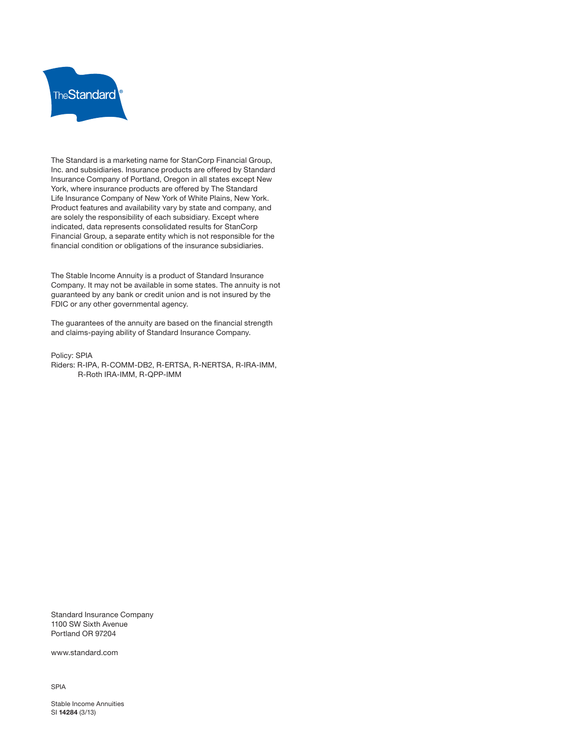TheStandard®

The Standard is a marketing name for StanCorp Financial Group, Inc. and subsidiaries. Insurance products are offered by Standard Insurance Company of Portland, Oregon in all states except New York, where insurance products are offered by The Standard Life Insurance Company of New York of White Plains, New York. Product features and availability vary by state and company, and are solely the responsibility of each subsidiary. Except where indicated, data represents consolidated results for StanCorp Financial Group, a separate entity which is not responsible for the financial condition or obligations of the insurance subsidiaries.

The Stable Income Annuity is a product of Standard Insurance Company. It may not be available in some states. The annuity is not guaranteed by any bank or credit union and is not insured by the FDIC or any other governmental agency.

The guarantees of the annuity are based on the financial strength and claims-paying ability of Standard Insurance Company.

Policy: SPIA
Riders: R-IPA, R-COMM-DB2, R-ERTSA, R-NERTSA, R-IRA-IMM, R-Roth IRA-IMM, R-QPP-IMM

Standard Insurance Company
1100 SW Sixth Avenue
Portland OR 97204

www.standard.com

SPIA

Stable Income Annuities
SI **14284** (3/13)